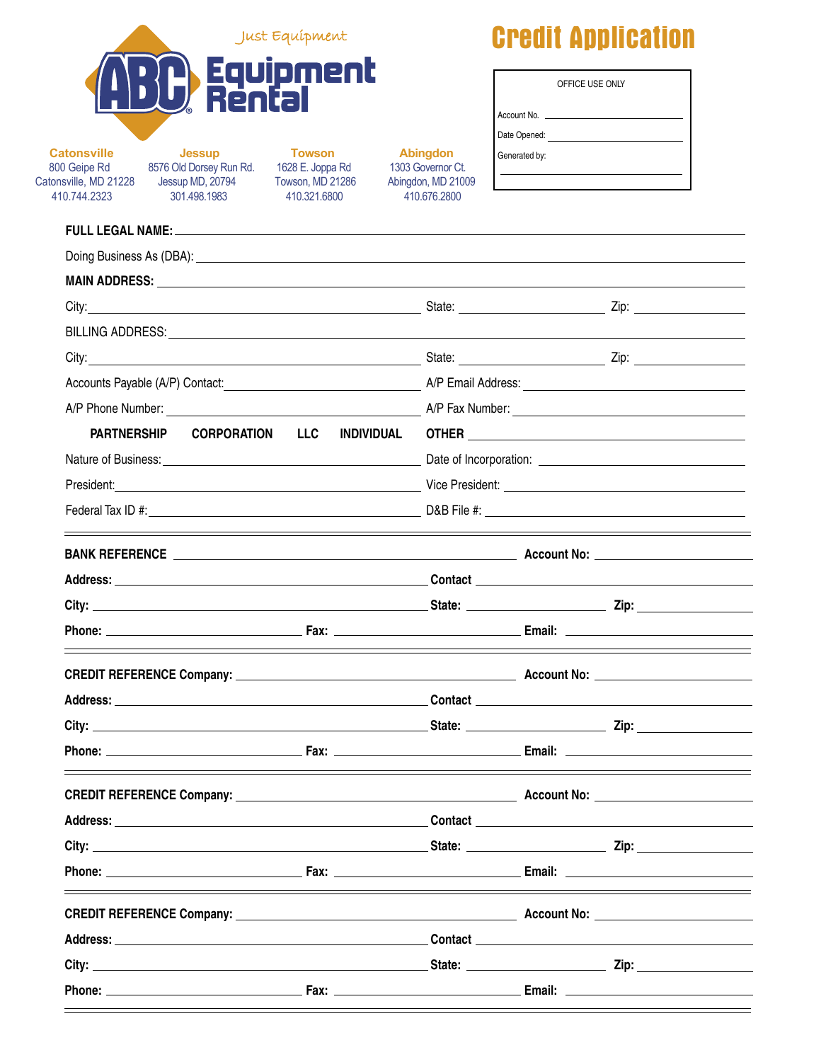Just Equipment

**ABC® Equipment Rental**

# Credit Application

| OFFICE USE ONLY |
|---|
| Account No. ______________ |
| Date Opened: ______________ |
| Generated by: ______________ |

| Catonsville | Jessup | Towson | Abingdon |
|---|---|---|---|
| 800 Geipe Rd | 8576 Old Dorsey Run Rd. | 1628 E. Joppa Rd | 1303 Governor Ct. |
| Catonsville, MD 21228 | Jessup MD, 20794 | Towson, MD 21286 | Abingdon, MD 21009 |
| 410.744.2323 | 301.498.1983 | 410.321.6800 | 410.676.2800 |

**FULL LEGAL NAME:** ______________________________

Doing Business As (DBA): ______________________________

**MAIN ADDRESS:** ______________________________

City: ______________ State: ______________ Zip: ______________

BILLING ADDRESS: ______________________________

City: ______________ State: ______________ Zip: ______________

Accounts Payable (A/P) Contact: ______________ A/P Email Address: ______________

A/P Phone Number: ______________ A/P Fax Number: ______________

**PARTNERSHIP** **CORPORATION** **LLC** **INDIVIDUAL** **OTHER** ______________

Nature of Business: ______________ Date of Incorporation: ______________

President: ______________ Vice President: ______________

Federal Tax ID #: ______________ D&B File #: ______________

---

**BANK REFERENCE** ______________ **Account No:** ______________

**Address:** ______________ **Contact** ______________

**City:** ______________ **State:** ______________ **Zip:** ______________

**Phone:** ______________ **Fax:** ______________ **Email:** ______________

---

**CREDIT REFERENCE Company:** ______________ **Account No:** ______________

**Address:** ______________ **Contact** ______________

**City:** ______________ **State:** ______________ **Zip:** ______________

**Phone:** ______________ **Fax:** ______________ **Email:** ______________

---

**CREDIT REFERENCE Company:** ______________ **Account No:** ______________

**Address:** ______________ **Contact** ______________

**City:** ______________ **State:** ______________ **Zip:** ______________

**Phone:** ______________ **Fax:** ______________ **Email:** ______________

---

**CREDIT REFERENCE Company:** ______________ **Account No:** ______________

**Address:** ______________ **Contact** ______________

**City:** ______________ **State:** ______________ **Zip:** ______________

**Phone:** ______________ **Fax:** ______________ **Email:** ______________

---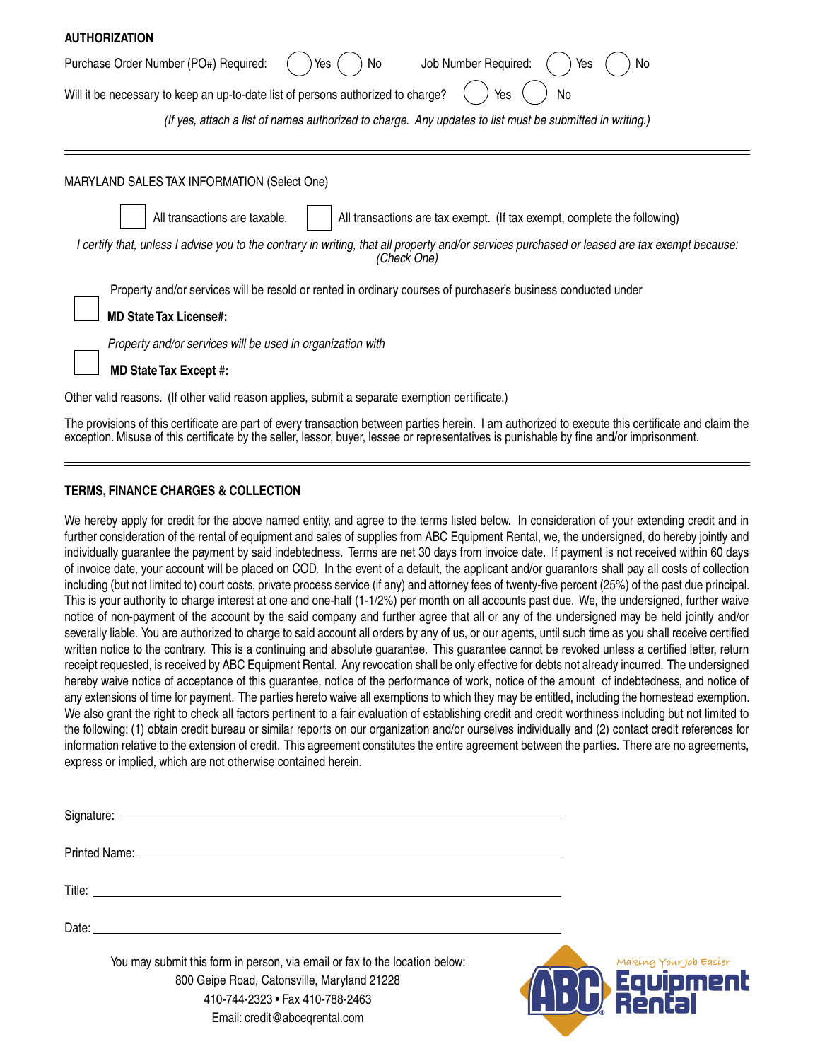## AUTHORIZATION

Purchase Order Number (PO#) Required: ( ) Yes ( ) No    Job Number Required: ( ) Yes ( ) No

Will it be necessary to keep an up-to-date list of persons authorized to charge? ( ) Yes ( ) No

*(If yes, attach a list of names authorized to charge. Any updates to list must be submitted in writing.)*

---

MARYLAND SALES TAX INFORMATION (Select One)

☐ All transactions are taxable.    ☐ All transactions are tax exempt. (If tax exempt, complete the following)

*I certify that, unless I advise you to the contrary in writing, that all property and/or services purchased or leased are tax exempt because: (Check One)*

☐ Property and/or services will be resold or rented in ordinary courses of purchaser's business conducted under

**MD State Tax License#:**

☐ *Property and/or services will be used in organization with*

**MD State Tax Except #:**

Other valid reasons. (If other valid reason applies, submit a separate exemption certificate.)

The provisions of this certificate are part of every transaction between parties herein. I am authorized to execute this certificate and claim the exception. Misuse of this certificate by the seller, lessor, buyer, lessee or representatives is punishable by fine and/or imprisonment.

---

## TERMS, FINANCE CHARGES & COLLECTION

We hereby apply for credit for the above named entity, and agree to the terms listed below. In consideration of your extending credit and in further consideration of the rental of equipment and sales of supplies from ABC Equipment Rental, we, the undersigned, do hereby jointly and individually guarantee the payment by said indebtedness. Terms are net 30 days from invoice date. If payment is not received within 60 days of invoice date, your account will be placed on COD. In the event of a default, the applicant and/or guarantors shall pay all costs of collection including (but not limited to) court costs, private process service (if any) and attorney fees of twenty-five percent (25%) of the past due principal. This is your authority to charge interest at one and one-half (1-1/2%) per month on all accounts past due. We, the undersigned, further waive notice of non-payment of the account by the said company and further agree that all or any of the undersigned may be held jointly and/or severally liable. You are authorized to charge to said account all orders by any of us, or our agents, until such time as you shall receive certified written notice to the contrary. This is a continuing and absolute guarantee. This guarantee cannot be revoked unless a certified letter, return receipt requested, is received by ABC Equipment Rental. Any revocation shall be only effective for debts not already incurred. The undersigned hereby waive notice of acceptance of this guarantee, notice of the performance of work, notice of the amount of indebtedness, and notice of any extensions of time for payment. The parties hereto waive all exemptions to which they may be entitled, including the homestead exemption. We also grant the right to check all factors pertinent to a fair evaluation of establishing credit and credit worthiness including but not limited to the following: (1) obtain credit bureau or similar reports on our organization and/or ourselves individually and (2) contact credit references for information relative to the extension of credit. This agreement constitutes the entire agreement between the parties. There are no agreements, express or implied, which are not otherwise contained herein.

Signature: ______________________________

Printed Name: ______________________________

Title: ______________________________

Date: ______________________________

You may submit this form in person, via email or fax to the location below:
800 Geipe Road, Catonsville, Maryland 21228
410-744-2323 • Fax 410-788-2463
Email: credit@abceqrental.com

Making Your Job Easier
ABC Equipment Rental